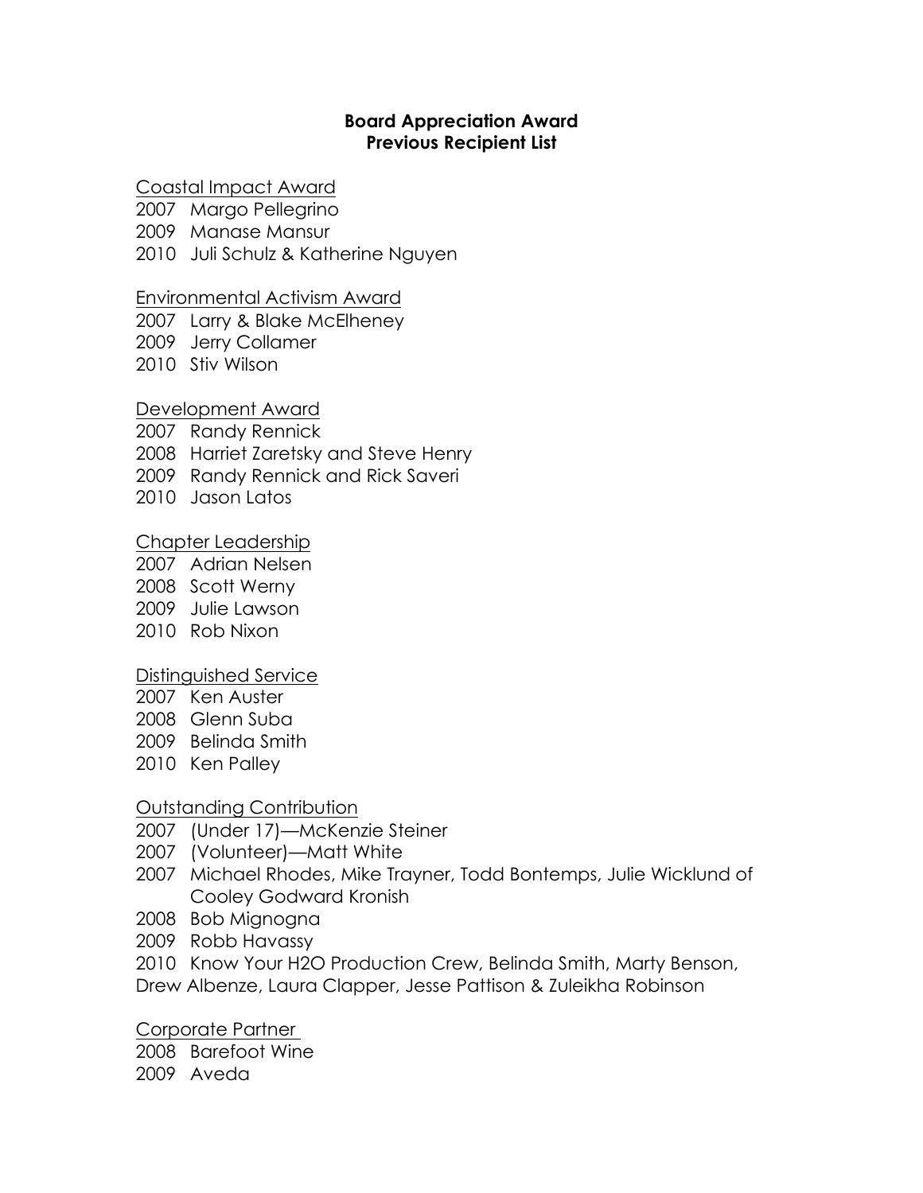**Board Appreciation Award**
**Previous Recipient List**

Coastal Impact Award

2007 Margo Pellegrino
2009 Manase Mansur
2010 Juli Schulz & Katherine Nguyen

Environmental Activism Award

2007 Larry & Blake McElheney
2009 Jerry Collamer
2010 Stiv Wilson

Development Award

2007 Randy Rennick
2008 Harriet Zaretsky and Steve Henry
2009 Randy Rennick and Rick Saveri
2010 Jason Latos

Chapter Leadership

2007 Adrian Nelsen
2008 Scott Werny
2009 Julie Lawson
2010 Rob Nixon

Distinguished Service

2007 Ken Auster
2008 Glenn Suba
2009 Belinda Smith
2010 Ken Palley

Outstanding Contribution

2007 (Under 17)—McKenzie Steiner
2007 (Volunteer)—Matt White
2007 Michael Rhodes, Mike Trayner, Todd Bontemps, Julie Wicklund of Cooley Godward Kronish
2008 Bob Mignogna
2009 Robb Havassy
2010 Know Your H2O Production Crew, Belinda Smith, Marty Benson, Drew Albenze, Laura Clapper, Jesse Pattison & Zuleikha Robinson

Corporate Partner

2008 Barefoot Wine
2009 Aveda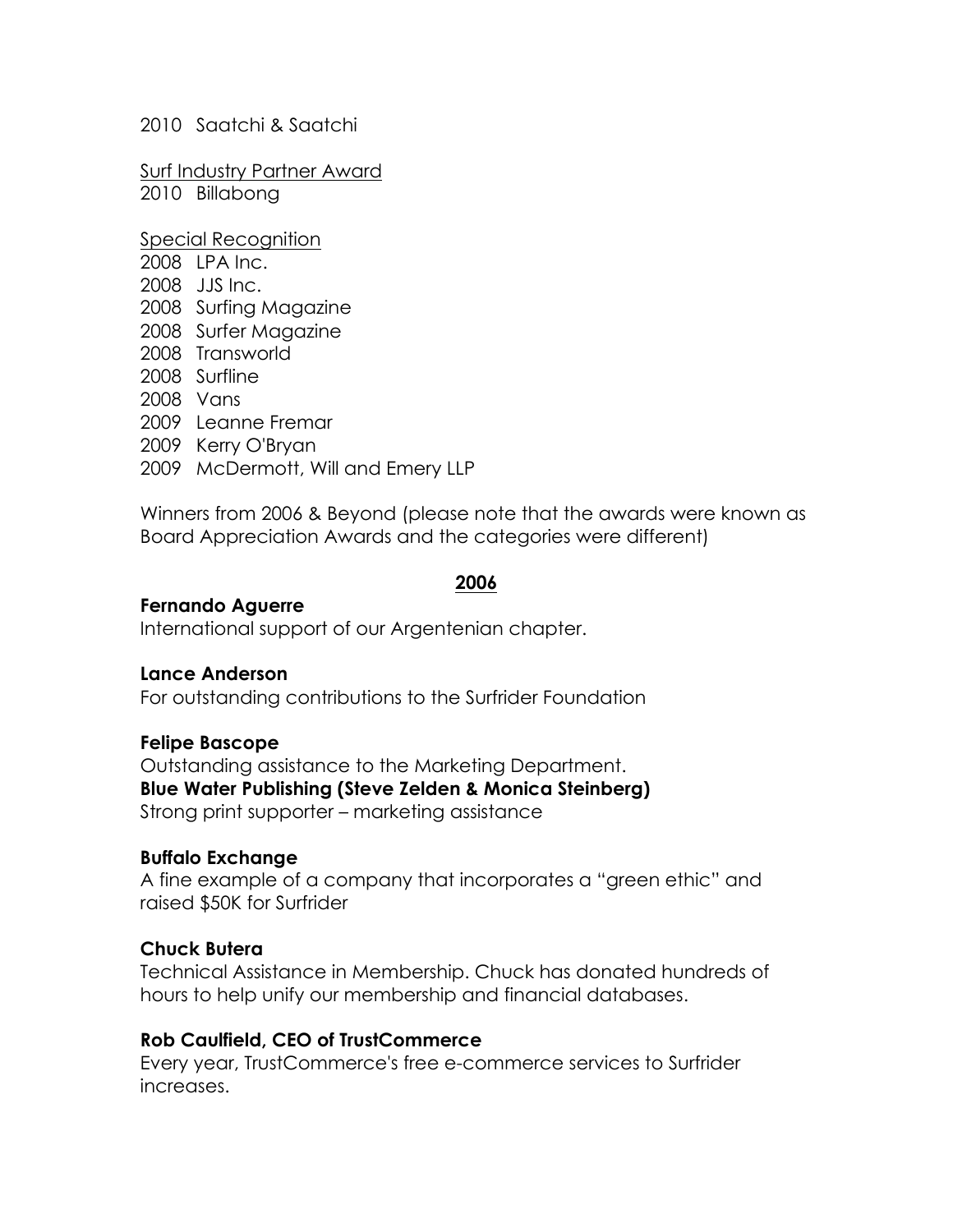2010 Saatchi & Saatchi

<u>Surf Industry Partner Award</u>

2010 Billabong

<u>Special Recognition</u>

2008 LPA Inc.
2008 JJS Inc.
2008 Surfing Magazine
2008 Surfer Magazine
2008 Transworld
2008 Surfline
2008 Vans
2009 Leanne Fremar
2009 Kerry O'Bryan
2009 McDermott, Will and Emery LLP

Winners from 2006 & Beyond (please note that the awards were known as Board Appreciation Awards and the categories were different)

## 2006

**Fernando Aguerre**
International support of our Argentenian chapter.

**Lance Anderson**
For outstanding contributions to the Surfrider Foundation

**Felipe Bascope**
Outstanding assistance to the Marketing Department.

**Blue Water Publishing (Steve Zelden & Monica Steinberg)**
Strong print supporter – marketing assistance

**Buffalo Exchange**
A fine example of a company that incorporates a "green ethic" and raised $50K for Surfrider

**Chuck Butera**
Technical Assistance in Membership. Chuck has donated hundreds of hours to help unify our membership and financial databases.

**Rob Caulfield, CEO of TrustCommerce**
Every year, TrustCommerce's free e-commerce services to Surfrider increases.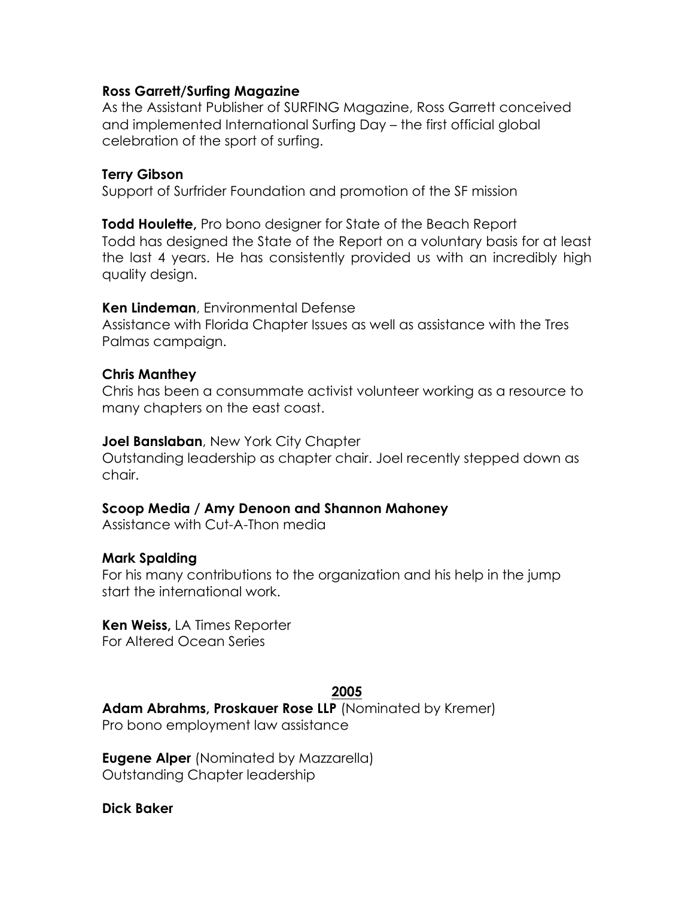**Ross Garrett/Surfing Magazine**
As the Assistant Publisher of SURFING Magazine, Ross Garrett conceived and implemented International Surfing Day – the first official global celebration of the sport of surfing.

**Terry Gibson**
Support of Surfrider Foundation and promotion of the SF mission

**Todd Houlette,** Pro bono designer for State of the Beach Report
Todd has designed the State of the Report on a voluntary basis for at least the last 4 years. He has consistently provided us with an incredibly high quality design.

**Ken Lindeman**, Environmental Defense
Assistance with Florida Chapter Issues as well as assistance with the Tres Palmas campaign.

**Chris Manthey**
Chris has been a consummate activist volunteer working as a resource to many chapters on the east coast.

**Joel Banslaban**, New York City Chapter
Outstanding leadership as chapter chair. Joel recently stepped down as chair.

**Scoop Media / Amy Denoon and Shannon Mahoney**
Assistance with Cut-A-Thon media

**Mark Spalding**
For his many contributions to the organization and his help in the jump start the international work.

**Ken Weiss,** LA Times Reporter
For Altered Ocean Series

## 2005

**Adam Abrahms, Proskauer Rose LLP** (Nominated by Kremer)
Pro bono employment law assistance

**Eugene Alper** (Nominated by Mazzarella)
Outstanding Chapter leadership

**Dick Baker**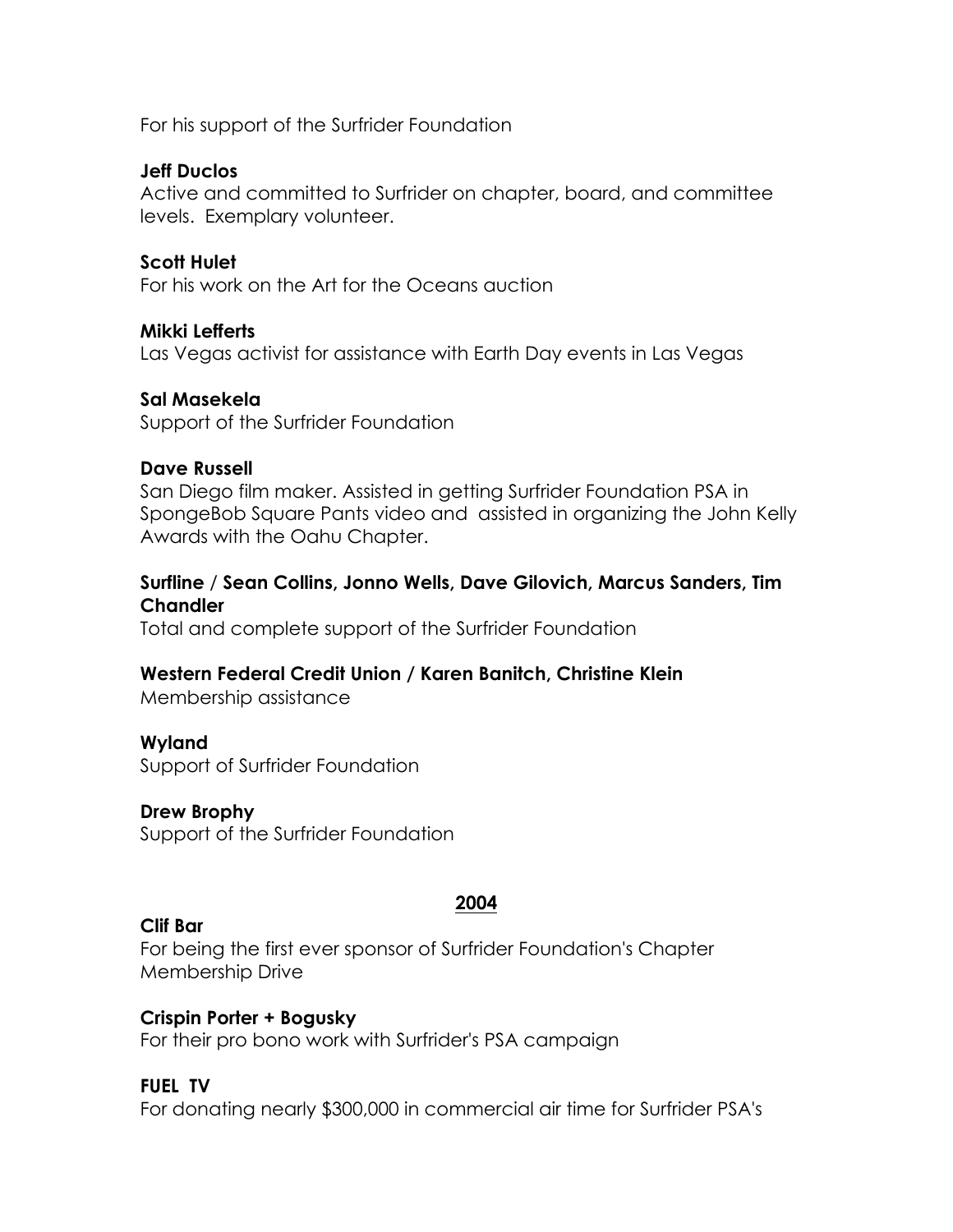For his support of the Surfrider Foundation

**Jeff Duclos**
Active and committed to Surfrider on chapter, board, and committee levels. Exemplary volunteer.

**Scott Hulet**
For his work on the Art for the Oceans auction

**Mikki Lefferts**
Las Vegas activist for assistance with Earth Day events in Las Vegas

**Sal Masekela**
Support of the Surfrider Foundation

**Dave Russell**
San Diego film maker. Assisted in getting Surfrider Foundation PSA in SpongeBob Square Pants video and assisted in organizing the John Kelly Awards with the Oahu Chapter.

**Surfline / Sean Collins, Jonno Wells, Dave Gilovich, Marcus Sanders, Tim Chandler**
Total and complete support of the Surfrider Foundation

**Western Federal Credit Union / Karen Banitch, Christine Klein**
Membership assistance

**Wyland**
Support of Surfrider Foundation

**Drew Brophy**
Support of the Surfrider Foundation

## 2004

**Clif Bar**
For being the first ever sponsor of Surfrider Foundation's Chapter Membership Drive

**Crispin Porter + Bogusky**
For their pro bono work with Surfrider's PSA campaign

**FUEL TV**
For donating nearly $300,000 in commercial air time for Surfrider PSA's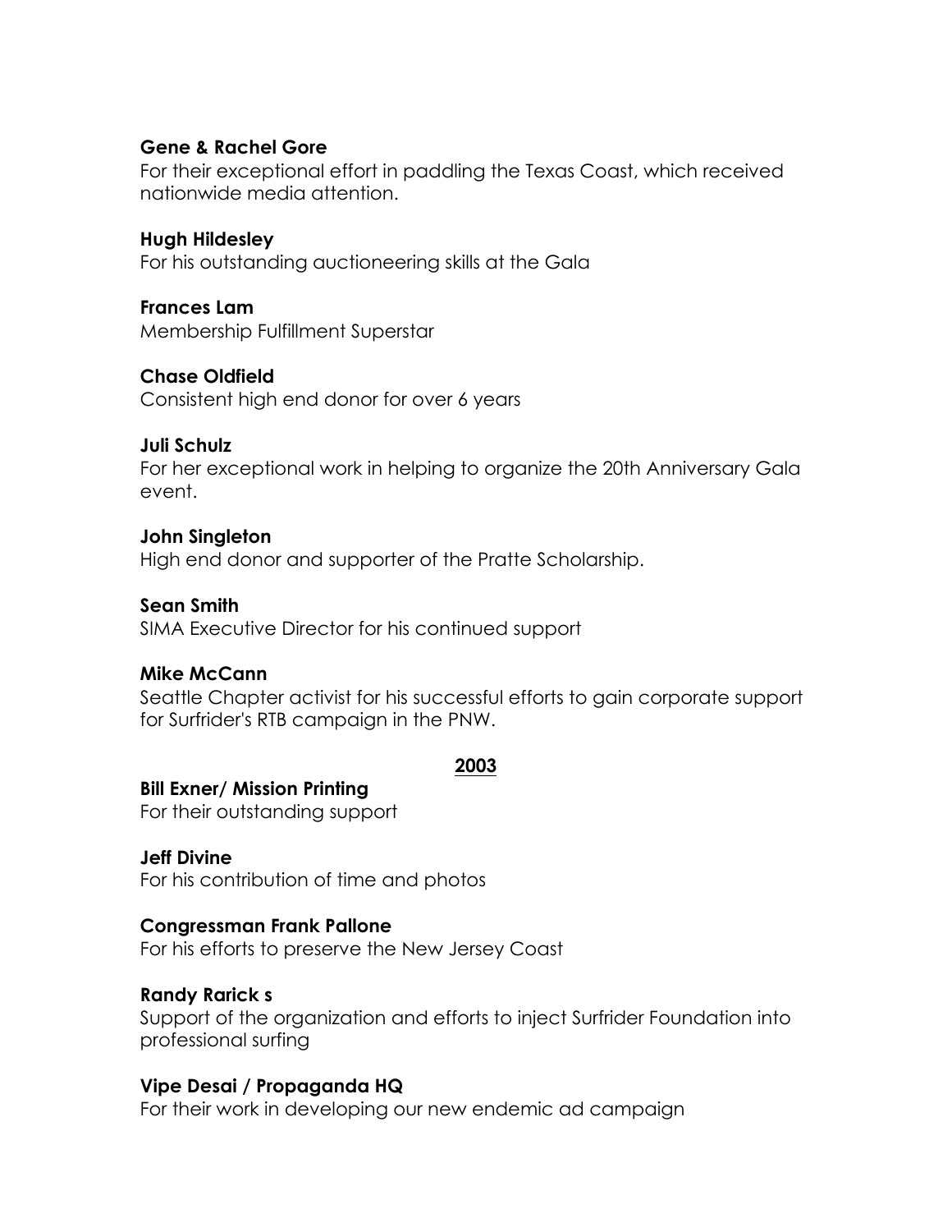**Gene & Rachel Gore**
For their exceptional effort in paddling the Texas Coast, which received nationwide media attention.

**Hugh Hildesley**
For his outstanding auctioneering skills at the Gala

**Frances Lam**
Membership Fulfillment Superstar

**Chase Oldfield**
Consistent high end donor for over 6 years

**Juli Schulz**
For her exceptional work in helping to organize the 20th Anniversary Gala event.

**John Singleton**
High end donor and supporter of the Pratte Scholarship.

**Sean Smith**
SIMA Executive Director for his continued support

**Mike McCann**
Seattle Chapter activist for his successful efforts to gain corporate support for Surfrider's RTB campaign in the PNW.

## 2003

**Bill Exner/ Mission Printing**
For their outstanding support

**Jeff Divine**
For his contribution of time and photos

**Congressman Frank Pallone**
For his efforts to preserve the New Jersey Coast

**Randy Rarick s**
Support of the organization and efforts to inject Surfrider Foundation into professional surfing

**Vipe Desai / Propaganda HQ**
For their work in developing our new endemic ad campaign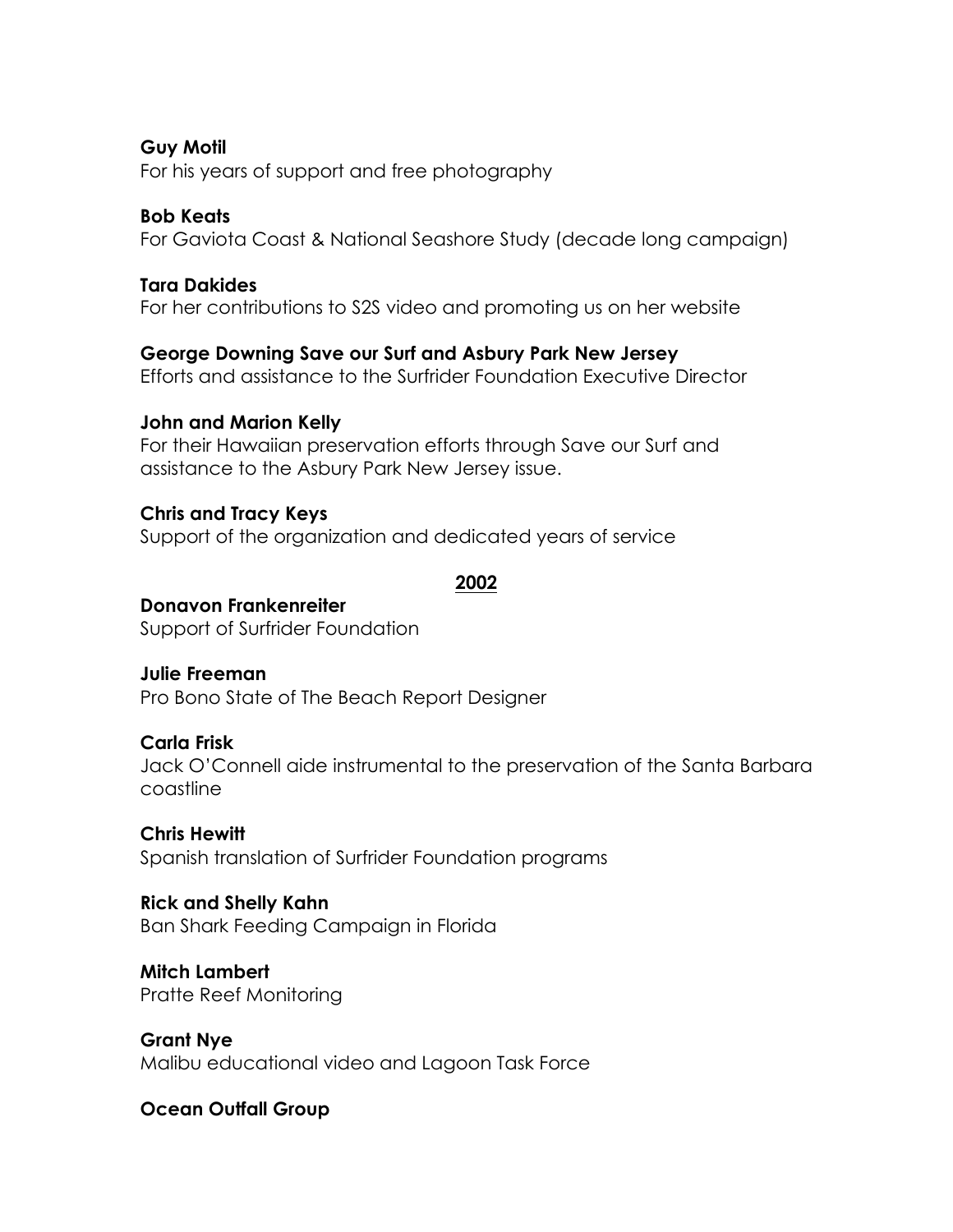**Guy Motil**
For his years of support and free photography

**Bob Keats**
For Gaviota Coast & National Seashore Study (decade long campaign)

**Tara Dakides**
For her contributions to S2S video and promoting us on her website

**George Downing Save our Surf and Asbury Park New Jersey**
Efforts and assistance to the Surfrider Foundation Executive Director

**John and Marion Kelly**
For their Hawaiian preservation efforts through Save our Surf and assistance to the Asbury Park New Jersey issue.

**Chris and Tracy Keys**
Support of the organization and dedicated years of service

## 2002

**Donavon Frankenreiter**
Support of Surfrider Foundation

**Julie Freeman**
Pro Bono State of The Beach Report Designer

**Carla Frisk**
Jack O'Connell aide instrumental to the preservation of the Santa Barbara coastline

**Chris Hewitt**
Spanish translation of Surfrider Foundation programs

**Rick and Shelly Kahn**
Ban Shark Feeding Campaign in Florida

**Mitch Lambert**
Pratte Reef Monitoring

**Grant Nye**
Malibu educational video and Lagoon Task Force

**Ocean Outfall Group**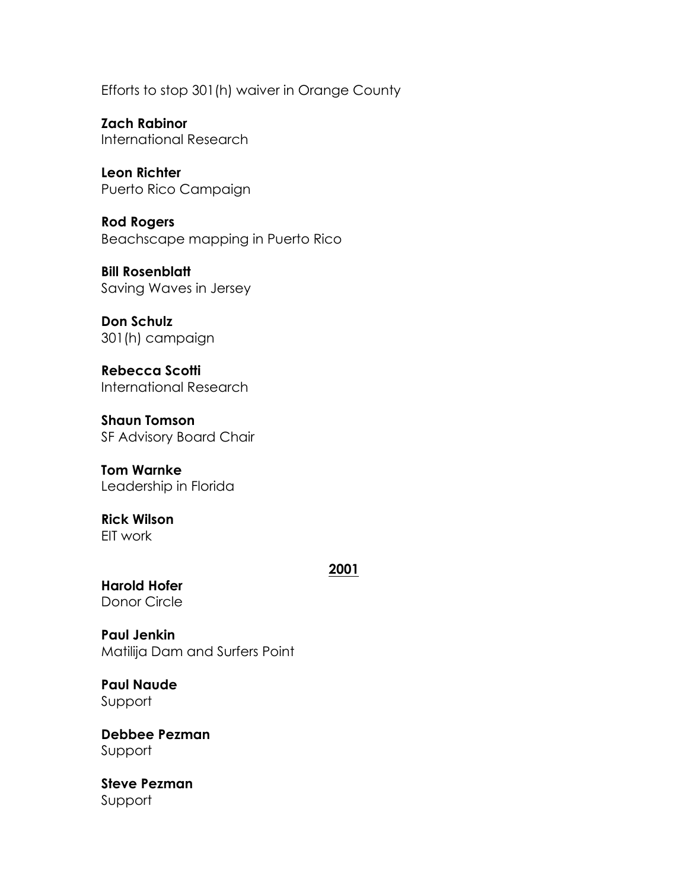Efforts to stop 301(h) waiver in Orange County

**Zach Rabinor**
International Research

**Leon Richter**
Puerto Rico Campaign

**Rod Rogers**
Beachscape mapping in Puerto Rico

**Bill Rosenblatt**
Saving Waves in Jersey

**Don Schulz**
301(h) campaign

**Rebecca Scotti**
International Research

**Shaun Tomson**
SF Advisory Board Chair

**Tom Warnke**
Leadership in Florida

**Rick Wilson**
EIT work

## 2001

**Harold Hofer**
Donor Circle

**Paul Jenkin**
Matilija Dam and Surfers Point

**Paul Naude**
Support

**Debbee Pezman**
Support

**Steve Pezman**
Support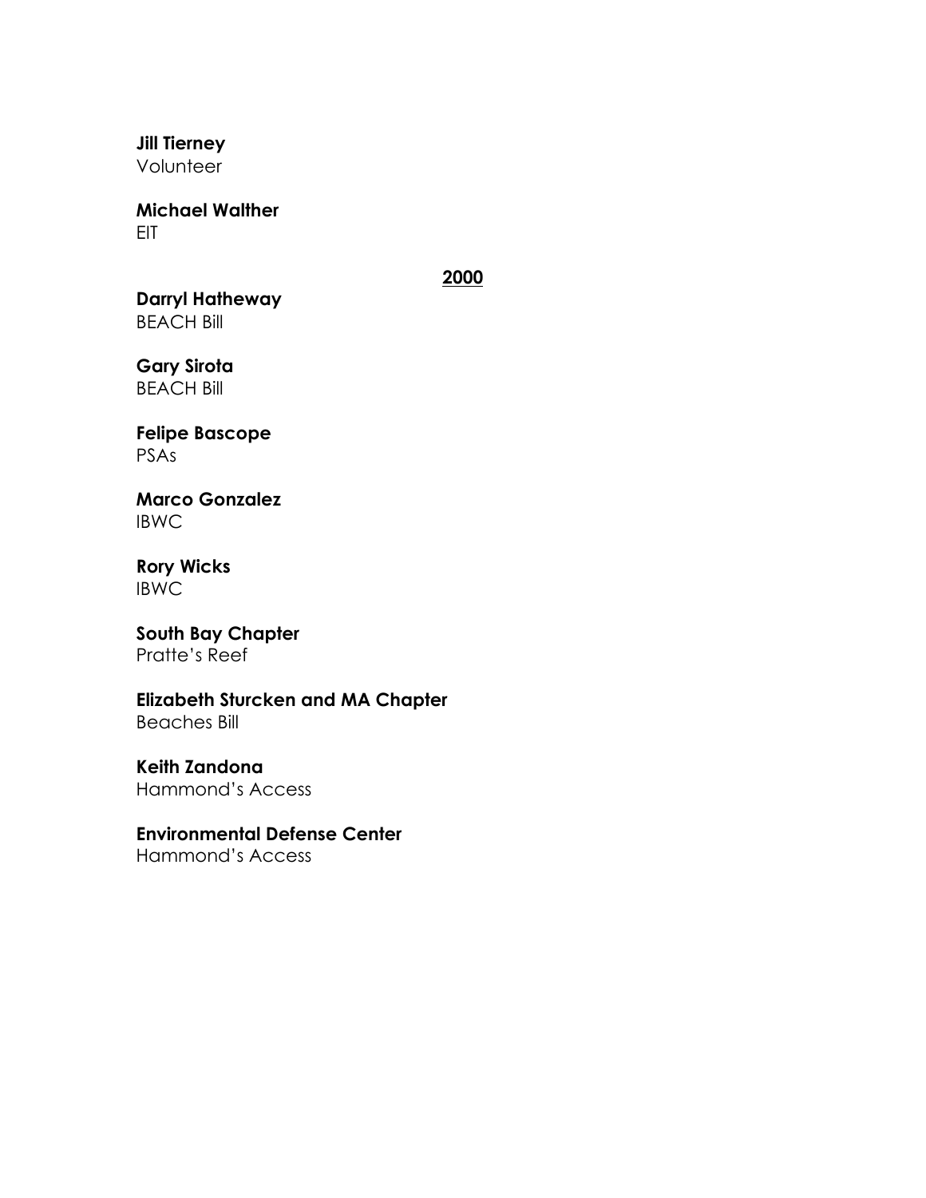**Jill Tierney**
Volunteer

**Michael Walther**
EIT

## 2000

**Darryl Hatheway**
BEACH Bill

**Gary Sirota**
BEACH Bill

**Felipe Bascope**
PSAs

**Marco Gonzalez**
IBWC

**Rory Wicks**
IBWC

**South Bay Chapter**
Pratte's Reef

**Elizabeth Sturcken and MA Chapter**
Beaches Bill

**Keith Zandona**
Hammond's Access

**Environmental Defense Center**
Hammond's Access